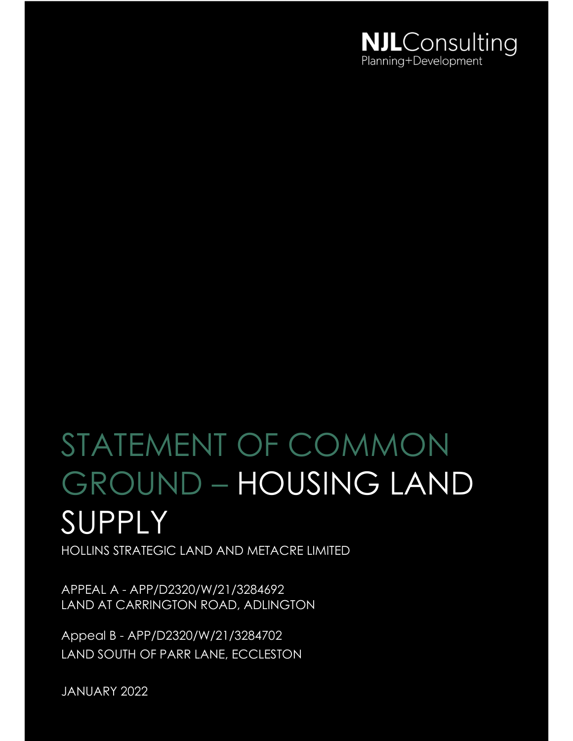NJLConsulting
Planning+Development

# STATEMENT OF COMMON GROUND – HOUSING LAND SUPPLY

HOLLINS STRATEGIC LAND AND METACRE LIMITED

APPEAL A - APP/D2320/W/21/3284692
LAND AT CARRINGTON ROAD, ADLINGTON

Appeal B - APP/D2320/W/21/3284702
LAND SOUTH OF PARR LANE, ECCLESTON

JANUARY 2022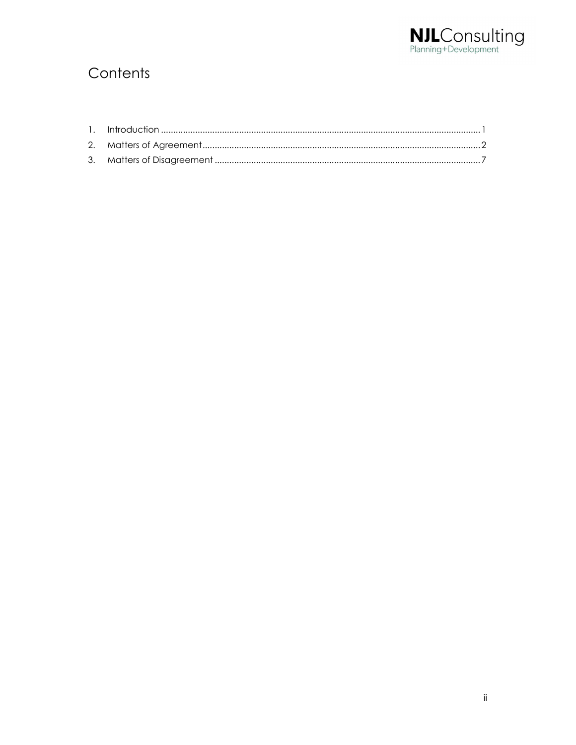# Contents

1. Introduction ........................................................................................................................... 1
2. Matters of Agreement ............................................................................................................. 2
3. Matters of Disagreement ........................................................................................................ 7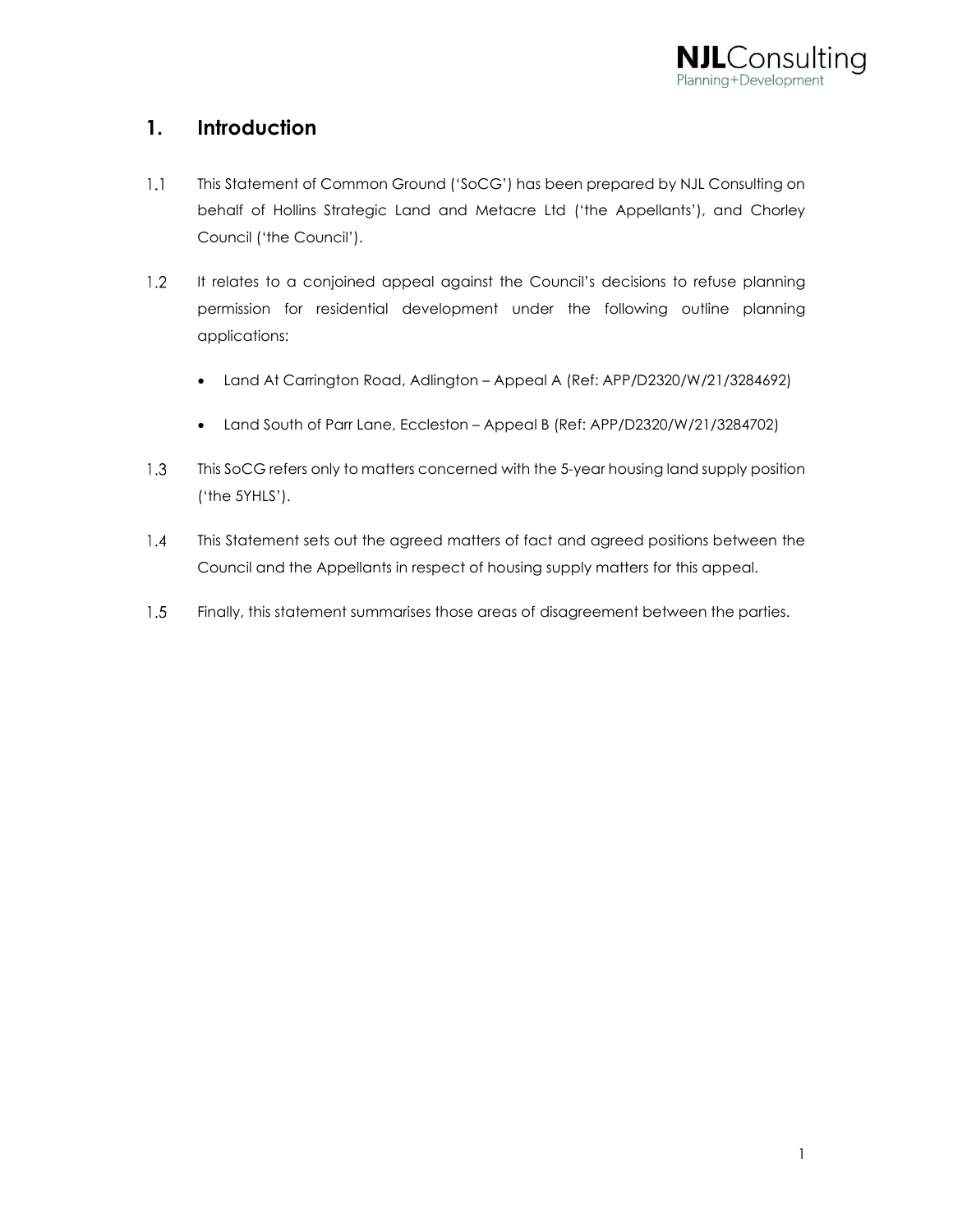## 1. Introduction

1.1 This Statement of Common Ground ('SoCG') has been prepared by NJL Consulting on behalf of Hollins Strategic Land and Metacre Ltd ('the Appellants'), and Chorley Council ('the Council').

1.2 It relates to a conjoined appeal against the Council's decisions to refuse planning permission for residential development under the following outline planning applications:

- Land At Carrington Road, Adlington – Appeal A (Ref: APP/D2320/W/21/3284692)
- Land South of Parr Lane, Eccleston – Appeal B (Ref: APP/D2320/W/21/3284702)

1.3 This SoCG refers only to matters concerned with the 5-year housing land supply position ('the 5YHLS').

1.4 This Statement sets out the agreed matters of fact and agreed positions between the Council and the Appellants in respect of housing supply matters for this appeal.

1.5 Finally, this statement summarises those areas of disagreement between the parties.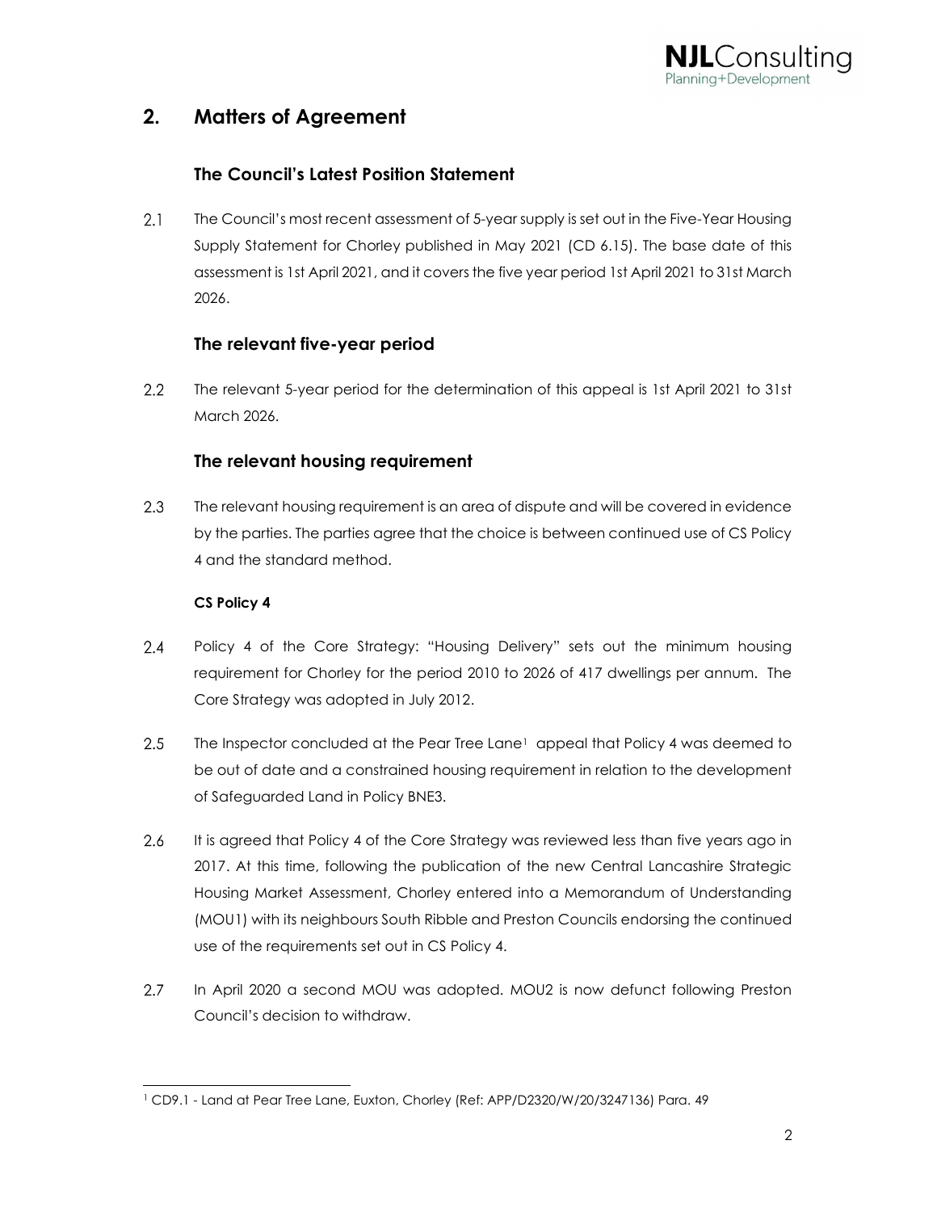## 2. Matters of Agreement

### The Council's Latest Position Statement

2.1 The Council's most recent assessment of 5-year supply is set out in the Five-Year Housing Supply Statement for Chorley published in May 2021 (CD 6.15). The base date of this assessment is 1st April 2021, and it covers the five year period 1st April 2021 to 31st March 2026.

### The relevant five-year period

2.2 The relevant 5-year period for the determination of this appeal is 1st April 2021 to 31st March 2026.

### The relevant housing requirement

2.3 The relevant housing requirement is an area of dispute and will be covered in evidence by the parties. The parties agree that the choice is between continued use of CS Policy 4 and the standard method.

**CS Policy 4**

2.4 Policy 4 of the Core Strategy: "Housing Delivery" sets out the minimum housing requirement for Chorley for the period 2010 to 2026 of 417 dwellings per annum. The Core Strategy was adopted in July 2012.

2.5 The Inspector concluded at the Pear Tree Lane[1] appeal that Policy 4 was deemed to be out of date and a constrained housing requirement in relation to the development of Safeguarded Land in Policy BNE3.

2.6 It is agreed that Policy 4 of the Core Strategy was reviewed less than five years ago in 2017. At this time, following the publication of the new Central Lancashire Strategic Housing Market Assessment, Chorley entered into a Memorandum of Understanding (MOU1) with its neighbours South Ribble and Preston Councils endorsing the continued use of the requirements set out in CS Policy 4.

2.7 In April 2020 a second MOU was adopted. MOU2 is now defunct following Preston Council's decision to withdraw.

[1] CD9.1 - Land at Pear Tree Lane, Euxton, Chorley (Ref: APP/D2320/W/20/3247136) Para. 49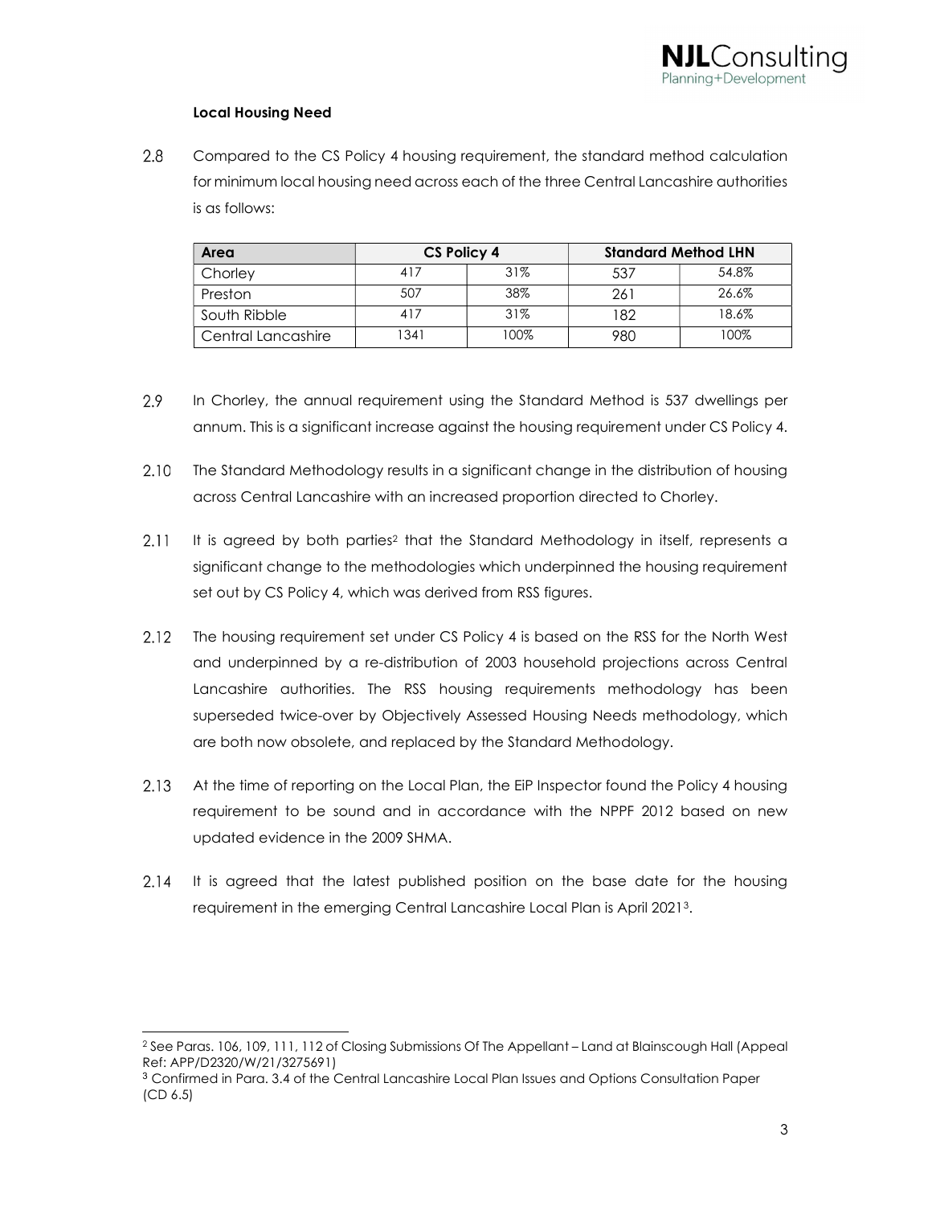### Local Housing Need

2.8 Compared to the CS Policy 4 housing requirement, the standard method calculation for minimum local housing need across each of the three Central Lancashire authorities is as follows:

| Area | CS Policy 4 | | Standard Method LHN | |
|---|---|---|---|---|
| Chorley | 417 | 31% | 537 | 54.8% |
| Preston | 507 | 38% | 261 | 26.6% |
| South Ribble | 417 | 31% | 182 | 18.6% |
| Central Lancashire | 1341 | 100% | 980 | 100% |

2.9 In Chorley, the annual requirement using the Standard Method is 537 dwellings per annum. This is a significant increase against the housing requirement under CS Policy 4.

2.10 The Standard Methodology results in a significant change in the distribution of housing across Central Lancashire with an increased proportion directed to Chorley.

2.11 It is agreed by both parties[2] that the Standard Methodology in itself, represents a significant change to the methodologies which underpinned the housing requirement set out by CS Policy 4, which was derived from RSS figures.

2.12 The housing requirement set under CS Policy 4 is based on the RSS for the North West and underpinned by a re-distribution of 2003 household projections across Central Lancashire authorities. The RSS housing requirements methodology has been superseded twice-over by Objectively Assessed Housing Needs methodology, which are both now obsolete, and replaced by the Standard Methodology.

2.13 At the time of reporting on the Local Plan, the EiP Inspector found the Policy 4 housing requirement to be sound and in accordance with the NPPF 2012 based on new updated evidence in the 2009 SHMA.

2.14 It is agreed that the latest published position on the base date for the housing requirement in the emerging Central Lancashire Local Plan is April 2021[3].

---

[2] See Paras. 106, 109, 111, 112 of Closing Submissions Of The Appellant – Land at Blainscough Hall (Appeal Ref: APP/D2320/W/21/3275691)

[3] Confirmed in Para. 3.4 of the Central Lancashire Local Plan Issues and Options Consultation Paper (CD 6.5)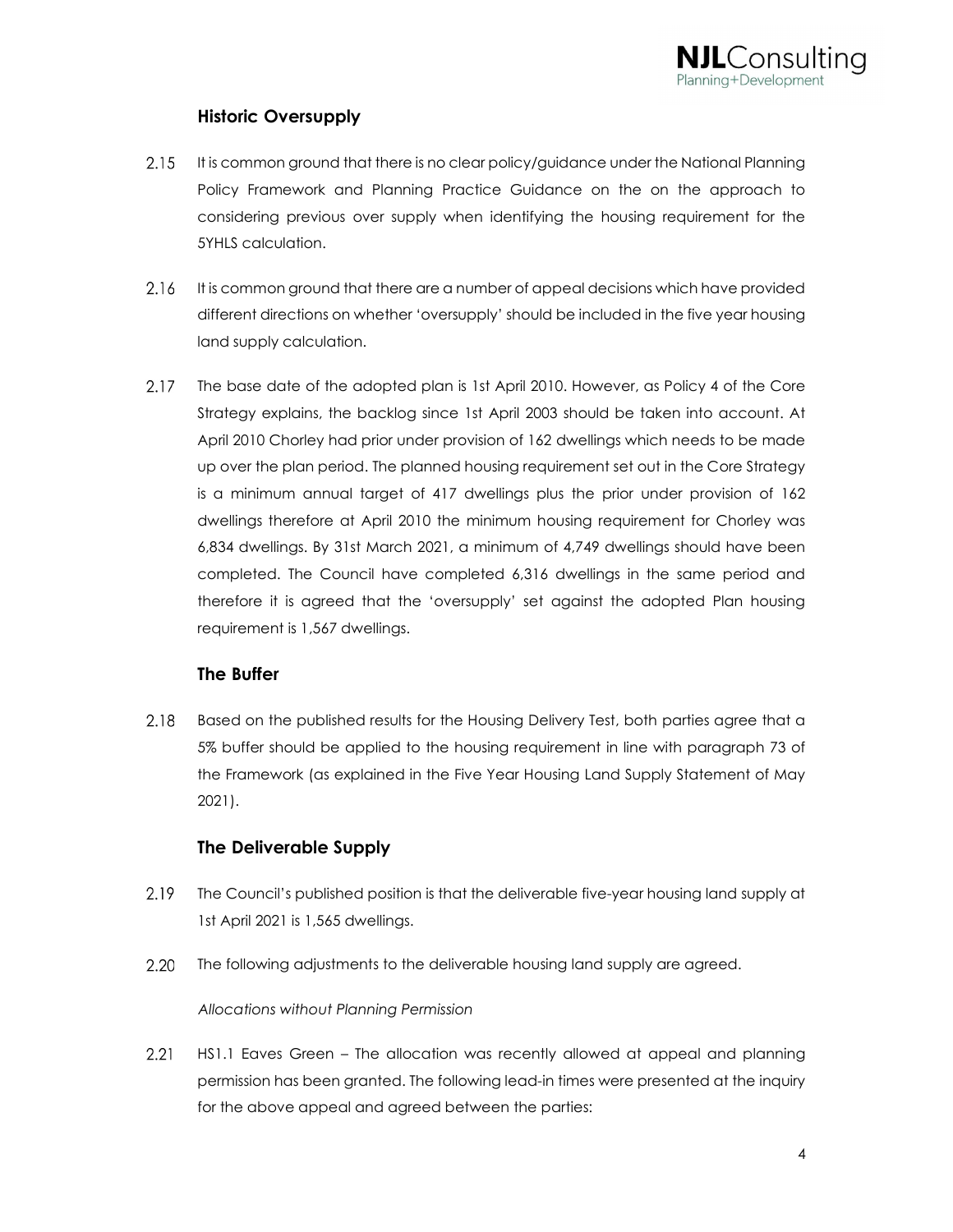## Historic Oversupply

2.15 It is common ground that there is no clear policy/guidance under the National Planning Policy Framework and Planning Practice Guidance on the on the approach to considering previous over supply when identifying the housing requirement for the 5YHLS calculation.

2.16 It is common ground that there are a number of appeal decisions which have provided different directions on whether 'oversupply' should be included in the five year housing land supply calculation.

2.17 The base date of the adopted plan is 1st April 2010. However, as Policy 4 of the Core Strategy explains, the backlog since 1st April 2003 should be taken into account. At April 2010 Chorley had prior under provision of 162 dwellings which needs to be made up over the plan period. The planned housing requirement set out in the Core Strategy is a minimum annual target of 417 dwellings plus the prior under provision of 162 dwellings therefore at April 2010 the minimum housing requirement for Chorley was 6,834 dwellings. By 31st March 2021, a minimum of 4,749 dwellings should have been completed. The Council have completed 6,316 dwellings in the same period and therefore it is agreed that the 'oversupply' set against the adopted Plan housing requirement is 1,567 dwellings.

## The Buffer

2.18 Based on the published results for the Housing Delivery Test, both parties agree that a 5% buffer should be applied to the housing requirement in line with paragraph 73 of the Framework (as explained in the Five Year Housing Land Supply Statement of May 2021).

## The Deliverable Supply

2.19 The Council's published position is that the deliverable five-year housing land supply at 1st April 2021 is 1,565 dwellings.

2.20 The following adjustments to the deliverable housing land supply are agreed.

*Allocations without Planning Permission*

2.21 HS1.1 Eaves Green – The allocation was recently allowed at appeal and planning permission has been granted. The following lead-in times were presented at the inquiry for the above appeal and agreed between the parties: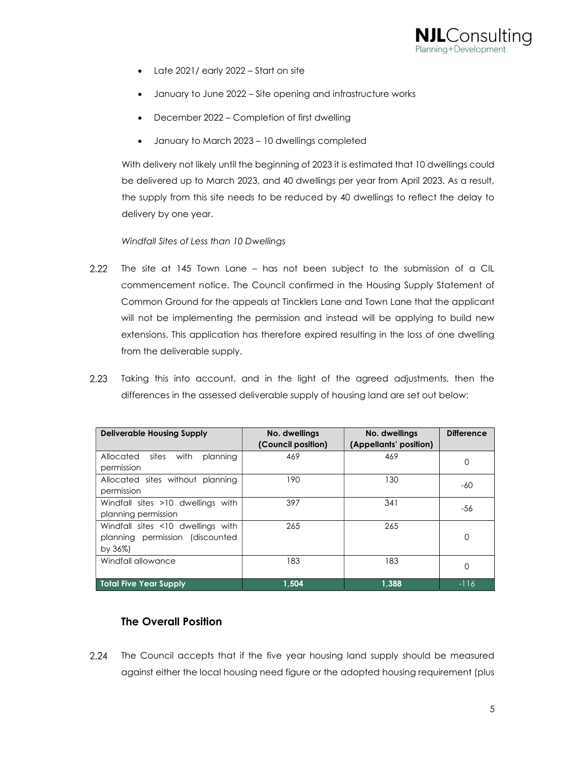- Late 2021/ early 2022 – Start on site
- January to June 2022 – Site opening and infrastructure works
- December 2022 – Completion of first dwelling
- January to March 2023 – 10 dwellings completed

With delivery not likely until the beginning of 2023 it is estimated that 10 dwellings could be delivered up to March 2023, and 40 dwellings per year from April 2023. As a result, the supply from this site needs to be reduced by 40 dwellings to reflect the delay to delivery by one year.

*Windfall Sites of Less than 10 Dwellings*

2.22 The site at 145 Town Lane – has not been subject to the submission of a CIL commencement notice. The Council confirmed in the Housing Supply Statement of Common Ground for the appeals at Tincklers Lane and Town Lane that the applicant will not be implementing the permission and instead will be applying to build new extensions. This application has therefore expired resulting in the loss of one dwelling from the deliverable supply.

2.23 Taking this into account, and in the light of the agreed adjustments, then the differences in the assessed deliverable supply of housing land are set out below:

| Deliverable Housing Supply | No. dwellings (Council position) | No. dwellings (Appellants' position) | Difference |
|---|---|---|---|
| Allocated sites with planning permission | 469 | 469 | 0 |
| Allocated sites without planning permission | 190 | 130 | -60 |
| Windfall sites >10 dwellings with planning permission | 397 | 341 | -56 |
| Windfall sites <10 dwellings with planning permission (discounted by 36%) | 265 | 265 | 0 |
| Windfall allowance | 183 | 183 | 0 |
| **Total Five Year Supply** | **1,504** | **1,388** | -116 |

## The Overall Position

2.24 The Council accepts that if the five year housing land supply should be measured against either the local housing need figure or the adopted housing requirement (plus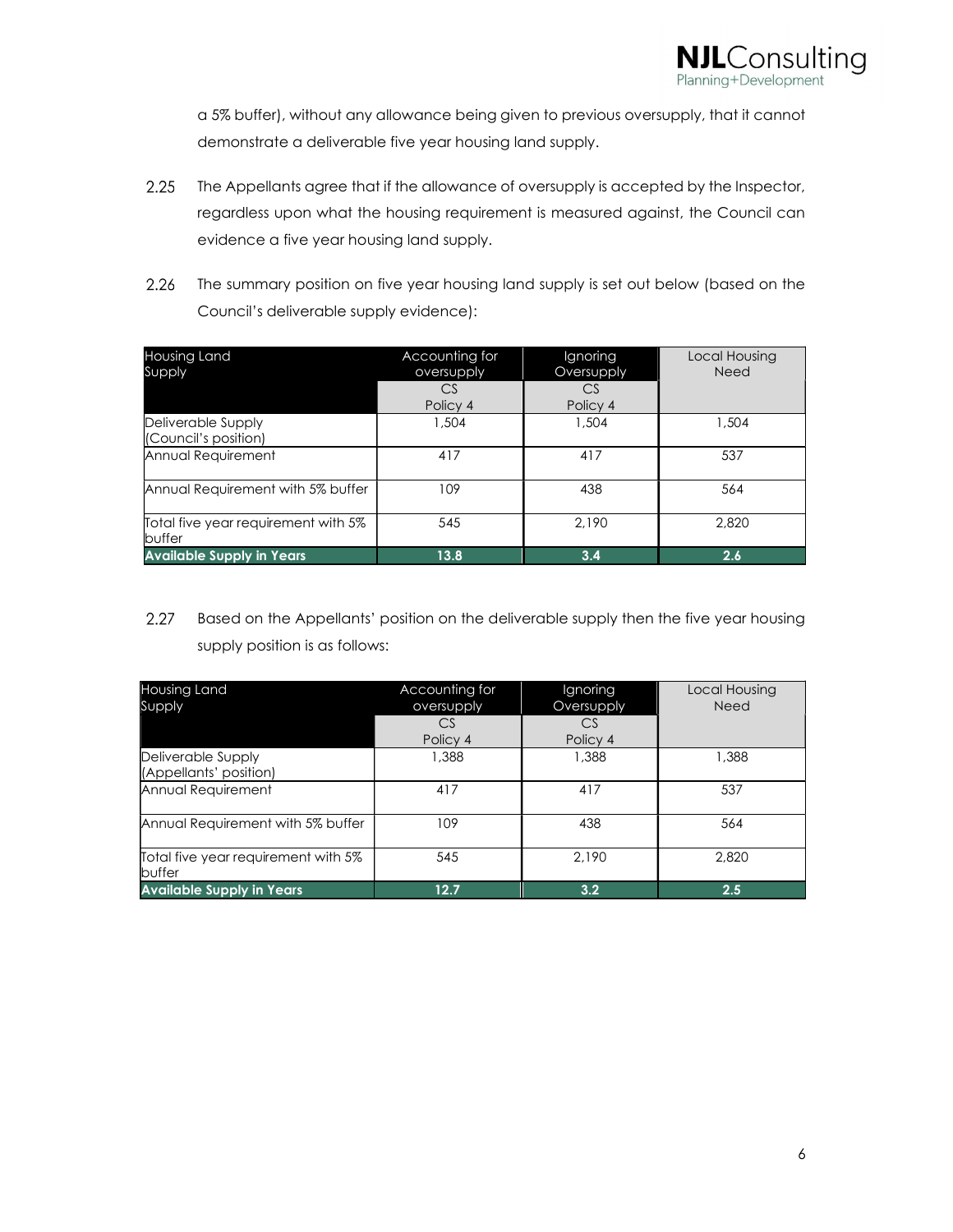a 5% buffer), without any allowance being given to previous oversupply, that it cannot demonstrate a deliverable five year housing land supply.

2.25 The Appellants agree that if the allowance of oversupply is accepted by the Inspector, regardless upon what the housing requirement is measured against, the Council can evidence a five year housing land supply.

2.26 The summary position on five year housing land supply is set out below (based on the Council's deliverable supply evidence):

| Housing Land Supply | Accounting for oversupply | Ignoring Oversupply | Local Housing Need |
|---|---|---|---|
| | CS Policy 4 | CS Policy 4 | |
| Deliverable Supply (Council's position) | 1,504 | 1,504 | 1,504 |
| Annual Requirement | 417 | 417 | 537 |
| Annual Requirement with 5% buffer | 109 | 438 | 564 |
| Total five year requirement with 5% buffer | 545 | 2,190 | 2,820 |
| **Available Supply in Years** | **13.8** | **3.4** | **2.6** |

2.27 Based on the Appellants' position on the deliverable supply then the five year housing supply position is as follows:

| Housing Land Supply | Accounting for oversupply | Ignoring Oversupply | Local Housing Need |
|---|---|---|---|
| | CS Policy 4 | CS Policy 4 | |
| Deliverable Supply (Appellants' position) | 1,388 | 1,388 | 1,388 |
| Annual Requirement | 417 | 417 | 537 |
| Annual Requirement with 5% buffer | 109 | 438 | 564 |
| Total five year requirement with 5% buffer | 545 | 2,190 | 2,820 |
| **Available Supply in Years** | **12.7** | **3.2** | **2.5** |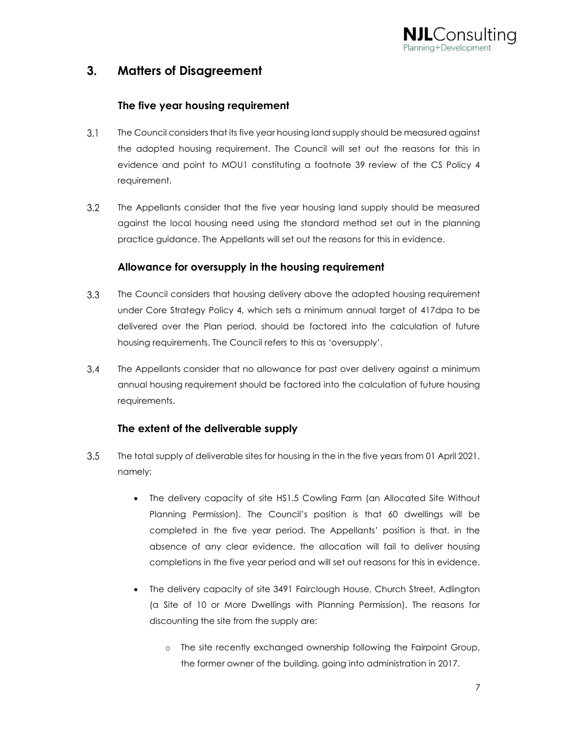## 3. Matters of Disagreement

### The five year housing requirement

3.1 The Council considers that its five year housing land supply should be measured against the adopted housing requirement. The Council will set out the reasons for this in evidence and point to MOU1 constituting a footnote 39 review of the CS Policy 4 requirement.

3.2 The Appellants consider that the five year housing land supply should be measured against the local housing need using the standard method set out in the planning practice guidance. The Appellants will set out the reasons for this in evidence.

### Allowance for oversupply in the housing requirement

3.3 The Council considers that housing delivery above the adopted housing requirement under Core Strategy Policy 4, which sets a minimum annual target of 417dpa to be delivered over the Plan period, should be factored into the calculation of future housing requirements. The Council refers to this as 'oversupply'.

3.4 The Appellants consider that no allowance for past over delivery against a minimum annual housing requirement should be factored into the calculation of future housing requirements.

### The extent of the deliverable supply

3.5 The total supply of deliverable sites for housing in the in the five years from 01 April 2021, namely:

- The delivery capacity of site HS1.5 Cowling Farm (an Allocated Site Without Planning Permission). The Council's position is that 60 dwellings will be completed in the five year period. The Appellants' position is that, in the absence of any clear evidence, the allocation will fail to deliver housing completions in the five year period and will set out reasons for this in evidence.
- The delivery capacity of site 3491 Fairclough House, Church Street, Adlington (a Site of 10 or More Dwellings with Planning Permission). The reasons for discounting the site from the supply are:
  - The site recently exchanged ownership following the Fairpoint Group, the former owner of the building, going into administration in 2017.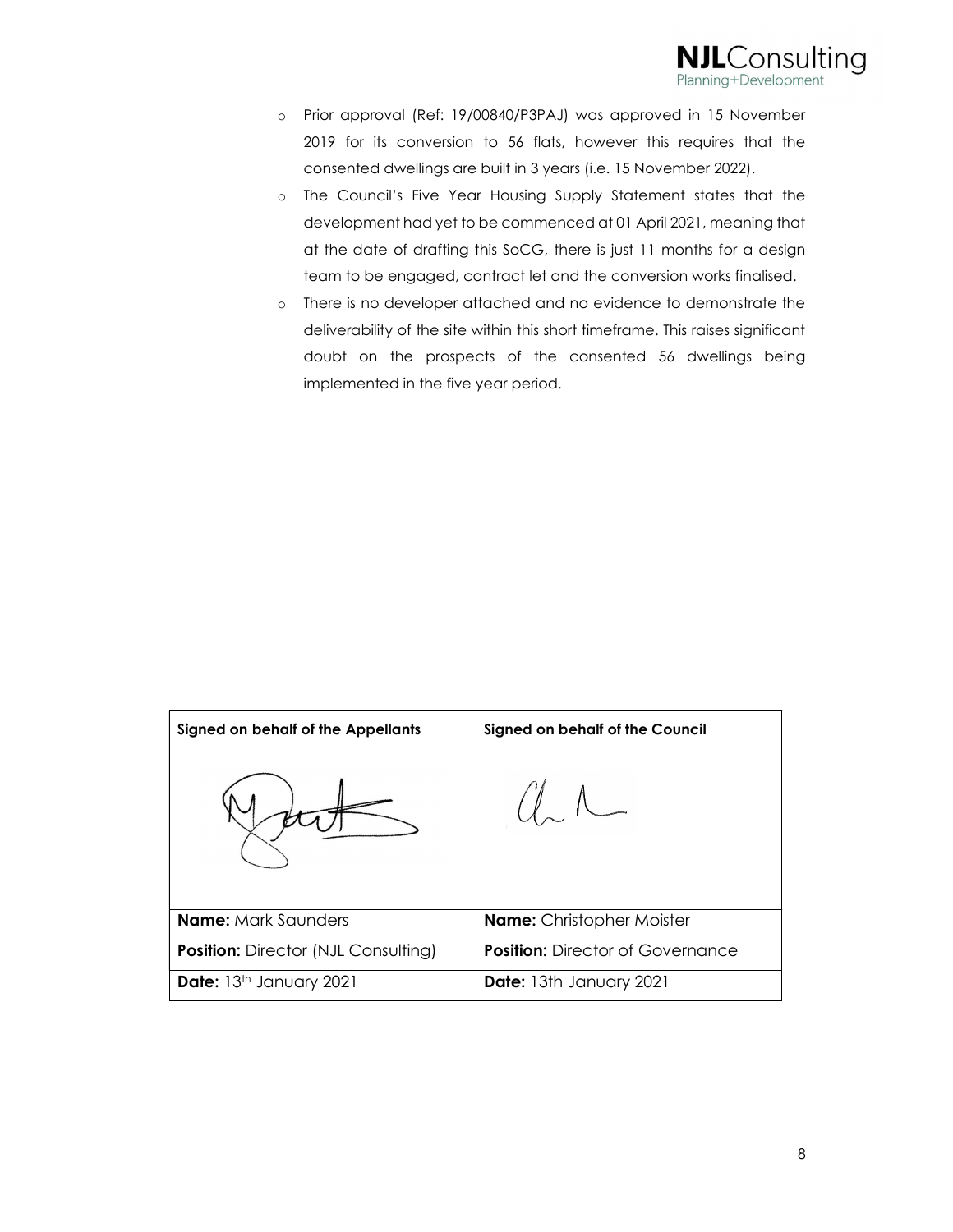- Prior approval (Ref: 19/00840/P3PAJ) was approved in 15 November 2019 for its conversion to 56 flats, however this requires that the consented dwellings are built in 3 years (i.e. 15 November 2022).
- The Council's Five Year Housing Supply Statement states that the development had yet to be commenced at 01 April 2021, meaning that at the date of drafting this SoCG, there is just 11 months for a design team to be engaged, contract let and the conversion works finalised.
- There is no developer attached and no evidence to demonstrate the deliverability of the site within this short timeframe. This raises significant doubt on the prospects of the consented 56 dwellings being implemented in the five year period.

| Signed on behalf of the Appellants | Signed on behalf of the Council |
|---|---|
| [signature] | [signature] |
| **Name:** Mark Saunders | **Name:** Christopher Moister |
| **Position:** Director (NJL Consulting) | **Position:** Director of Governance |
| **Date:** 13th January 2021 | **Date:** 13th January 2021 |